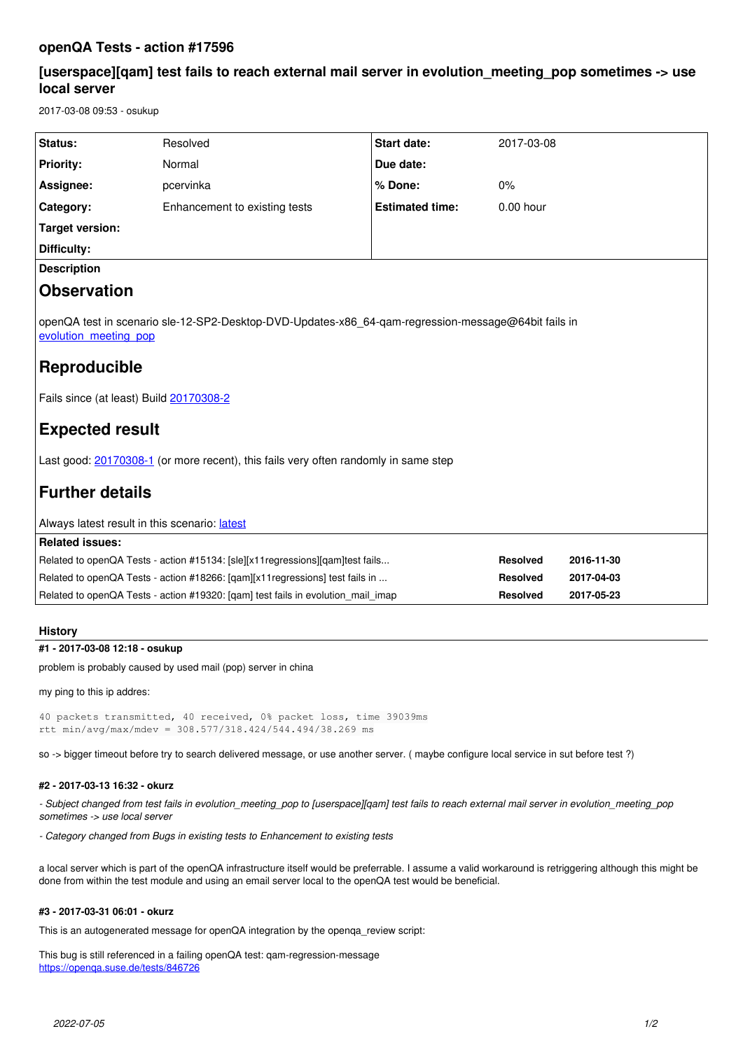# openQA Tests - action #17596

## [userspace][qam] test fails to reach external mail server in evolution_meeting_pop sometimes -> use local server

2017-03-08 09:53 - osukup

| Status: | Resolved | Start date: | 2017-03-08 |
|---|---|---|---|
| Priority: | Normal | Due date: | |
| Assignee: | pcervinka | % Done: | 0% |
| Category: | Enhancement to existing tests | Estimated time: | 0.00 hour |
| Target version: | | | |
| Difficulty: | | | |

**Description**

## Observation

openQA test in scenario sle-12-SP2-Desktop-DVD-Updates-x86_64-qam-regression-message@64bit fails in evolution_meeting_pop

## Reproducible

Fails since (at least) Build 20170308-2

## Expected result

Last good: 20170308-1 (or more recent), this fails very often randomly in same step

## Further details

Always latest result in this scenario: latest

**Related issues:**

| | | |
|---|---|---|
| Related to openQA Tests - action #15134: [sle][x11regressions][qam]test fails... | Resolved | 2016-11-30 |
| Related to openQA Tests - action #18266: [qam][x11regressions] test fails in ... | Resolved | 2017-04-03 |
| Related to openQA Tests - action #19320: [qam] test fails in evolution_mail_imap | Resolved | 2017-05-23 |

**History**

**#1 - 2017-03-08 12:18 - osukup**

problem is probably caused by used mail (pop) server in china

my ping to this ip addres:

```
40 packets transmitted, 40 received, 0% packet loss, time 39039ms
rtt min/avg/max/mdev = 308.577/318.424/544.494/38.269 ms
```

so -> bigger timeout before try to search delivered message, or use another server. ( maybe configure local service in sut before test ?)

**#2 - 2017-03-13 16:32 - okurz**

*- Subject changed from test fails in evolution_meeting_pop to [userspace][qam] test fails to reach external mail server in evolution_meeting_pop sometimes -> use local server*

*- Category changed from Bugs in existing tests to Enhancement to existing tests*

a local server which is part of the openQA infrastructure itself would be preferrable. I assume a valid workaround is retriggering although this might be done from within the test module and using an email server local to the openQA test would be beneficial.

**#3 - 2017-03-31 06:01 - okurz**

This is an autogenerated message for openQA integration by the openqa_review script:

This bug is still referenced in a failing openQA test: qam-regression-message
https://openqa.suse.de/tests/846726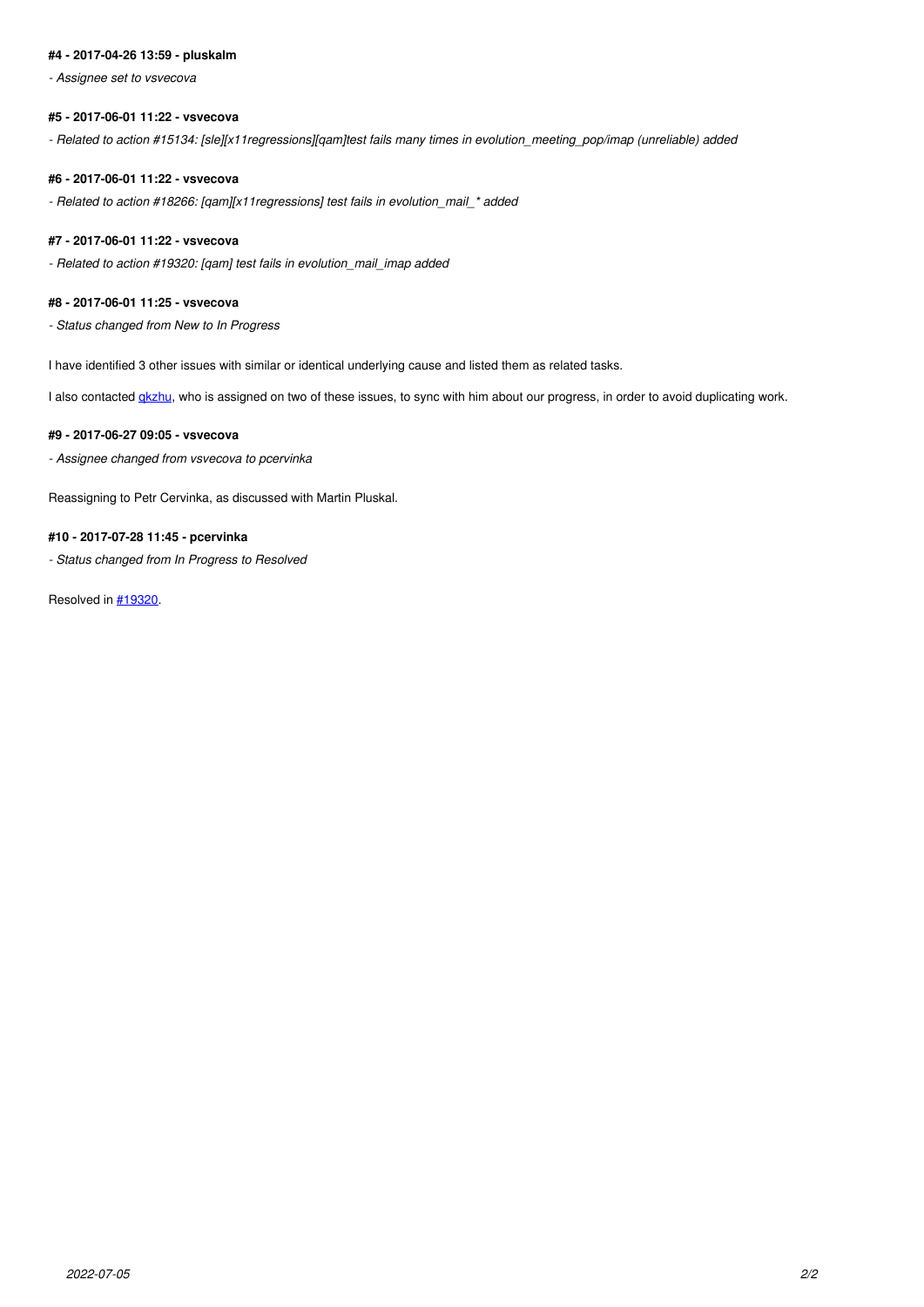#### #4 - 2017-04-26 13:59 - pluskalm

*- Assignee set to vsvecova*

#### #5 - 2017-06-01 11:22 - vsvecova

*- Related to action #15134: [sle][x11regressions][qam]test fails many times in evolution_meeting_pop/imap (unreliable) added*

#### #6 - 2017-06-01 11:22 - vsvecova

*- Related to action #18266: [qam][x11regressions] test fails in evolution_mail_* added*

#### #7 - 2017-06-01 11:22 - vsvecova

*- Related to action #19320: [qam] test fails in evolution_mail_imap added*

#### #8 - 2017-06-01 11:25 - vsvecova

*- Status changed from New to In Progress*

I have identified 3 other issues with similar or identical underlying cause and listed them as related tasks.

I also contacted qkzhu, who is assigned on two of these issues, to sync with him about our progress, in order to avoid duplicating work.

#### #9 - 2017-06-27 09:05 - vsvecova

*- Assignee changed from vsvecova to pcervinka*

Reassigning to Petr Cervinka, as discussed with Martin Pluskal.

#### #10 - 2017-07-28 11:45 - pcervinka

*- Status changed from In Progress to Resolved*

Resolved in #19320.